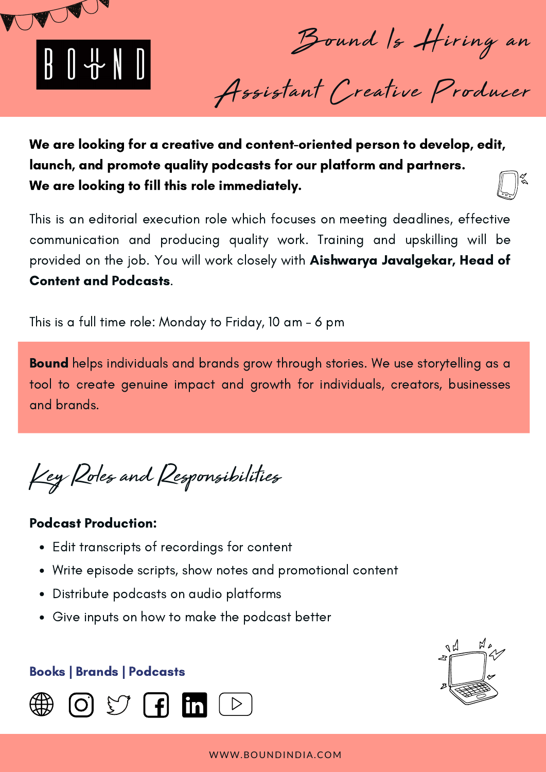BOUND

# Bound Is Hiring an Assistant Creative Producer

**We are looking for a creative and content-oriented person to develop, edit, launch, and promote quality podcasts for our platform and partners.**
**We are looking to fill this role immediately.**

This is an editorial execution role which focuses on meeting deadlines, effective communication and producing quality work. Training and upskilling will be provided on the job. You will work closely with **Aishwarya Javalgekar, Head of Content and Podcasts**.

This is a full time role: Monday to Friday, 10 am - 6 pm

**Bound** helps individuals and brands grow through stories. We use storytelling as a tool to create genuine impact and growth for individuals, creators, businesses and brands.

## Key Roles and Responsibilities

**Podcast Production:**

- Edit transcripts of recordings for content
- Write episode scripts, show notes and promotional content
- Distribute podcasts on audio platforms
- Give inputs on how to make the podcast better

**Books | Brands | Podcasts**

WWW.BOUNDINDIA.COM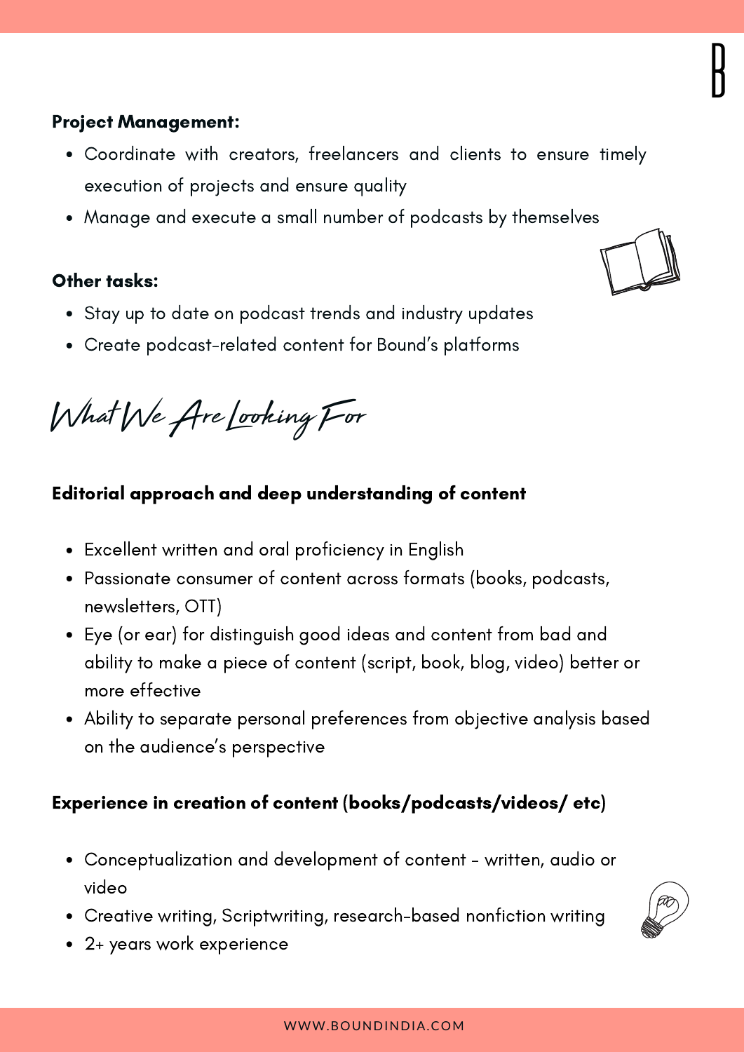**Project Management:**

- Coordinate with creators, freelancers and clients to ensure timely execution of projects and ensure quality
- Manage and execute a small number of podcasts by themselves

**Other tasks:**

- Stay up to date on podcast trends and industry updates
- Create podcast-related content for Bound's platforms

## What We Are Looking For

**Editorial approach and deep understanding of content**

- Excellent written and oral proficiency in English
- Passionate consumer of content across formats (books, podcasts, newsletters, OTT)
- Eye (or ear) for distinguish good ideas and content from bad and ability to make a piece of content (script, book, blog, video) better or more effective
- Ability to separate personal preferences from objective analysis based on the audience's perspective

**Experience in creation of content (books/podcasts/videos/ etc)**

- Conceptualization and development of content - written, audio or video
- Creative writing, Scriptwriting, research-based nonfiction writing
- 2+ years work experience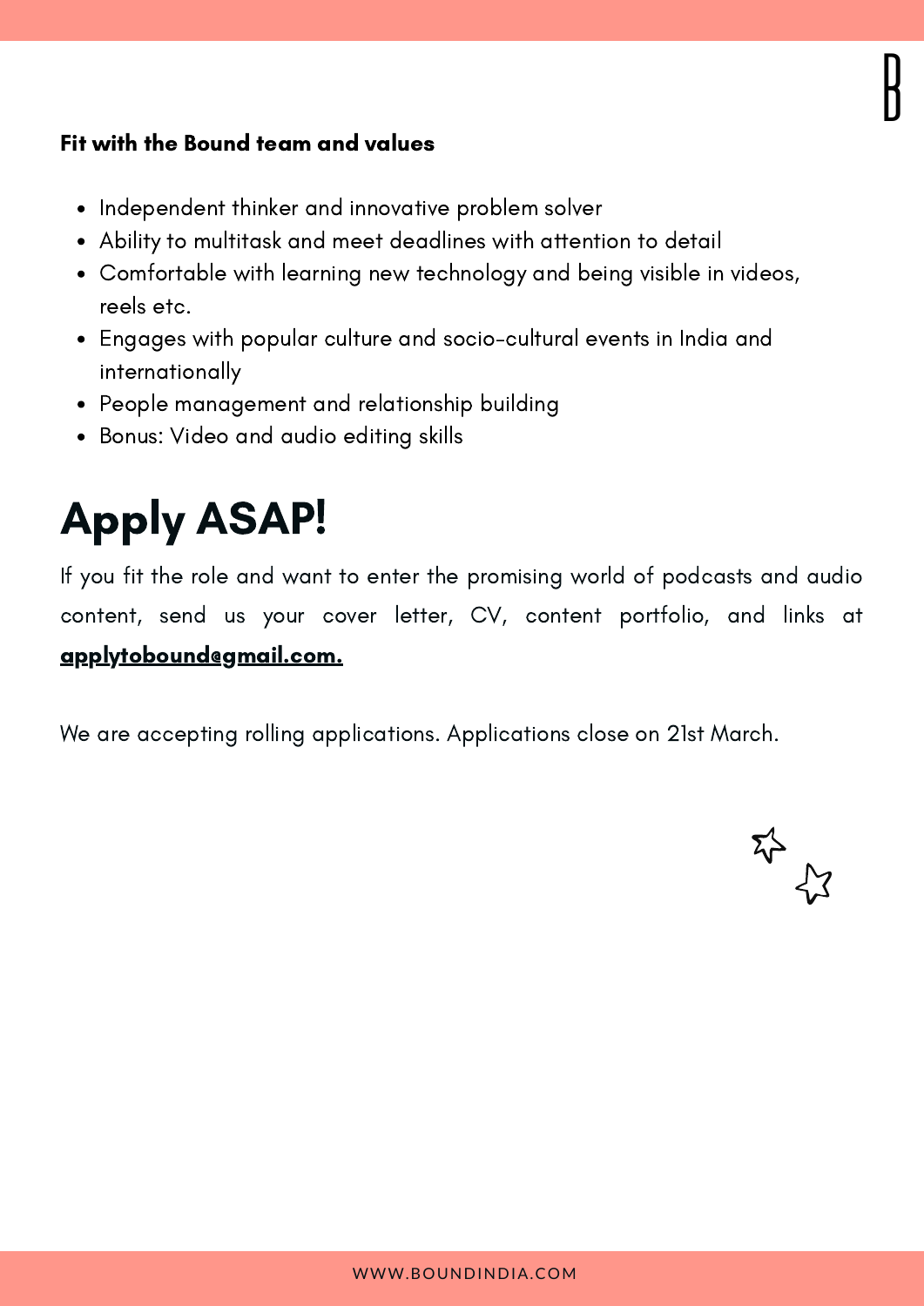**Fit with the Bound team and values**

- Independent thinker and innovative problem solver
- Ability to multitask and meet deadlines with attention to detail
- Comfortable with learning new technology and being visible in videos, reels etc.
- Engages with popular culture and socio-cultural events in India and internationally
- People management and relationship building
- Bonus: Video and audio editing skills

# Apply ASAP!

If you fit the role and want to enter the promising world of podcasts and audio content, send us your cover letter, CV, content portfolio, and links at **applytobound@gmail.com.**

We are accepting rolling applications. Applications close on 21st March.